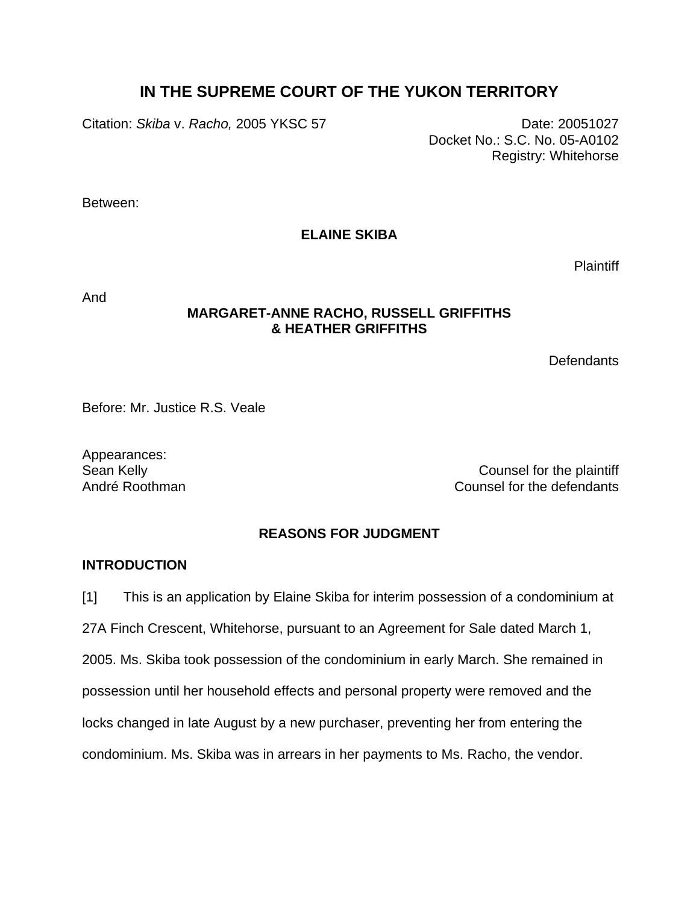# IN THE SUPREME COURT OF THE YUKON TERRITORY

Citation: *Skiba* v. *Racho,* 2005 YKSC 57

Date: 20051027
Docket No.: S.C. No. 05-A0102
Registry: Whitehorse

Between:

**ELAINE SKIBA**

Plaintiff

And

**MARGARET-ANNE RACHO, RUSSELL GRIFFITHS & HEATHER GRIFFITHS**

Defendants

Before: Mr. Justice R.S. Veale

Appearances:
Sean Kelly — Counsel for the plaintiff
André Roothman — Counsel for the defendants

## REASONS FOR JUDGMENT

### INTRODUCTION

[1] This is an application by Elaine Skiba for interim possession of a condominium at 27A Finch Crescent, Whitehorse, pursuant to an Agreement for Sale dated March 1, 2005. Ms. Skiba took possession of the condominium in early March. She remained in possession until her household effects and personal property were removed and the locks changed in late August by a new purchaser, preventing her from entering the condominium. Ms. Skiba was in arrears in her payments to Ms. Racho, the vendor.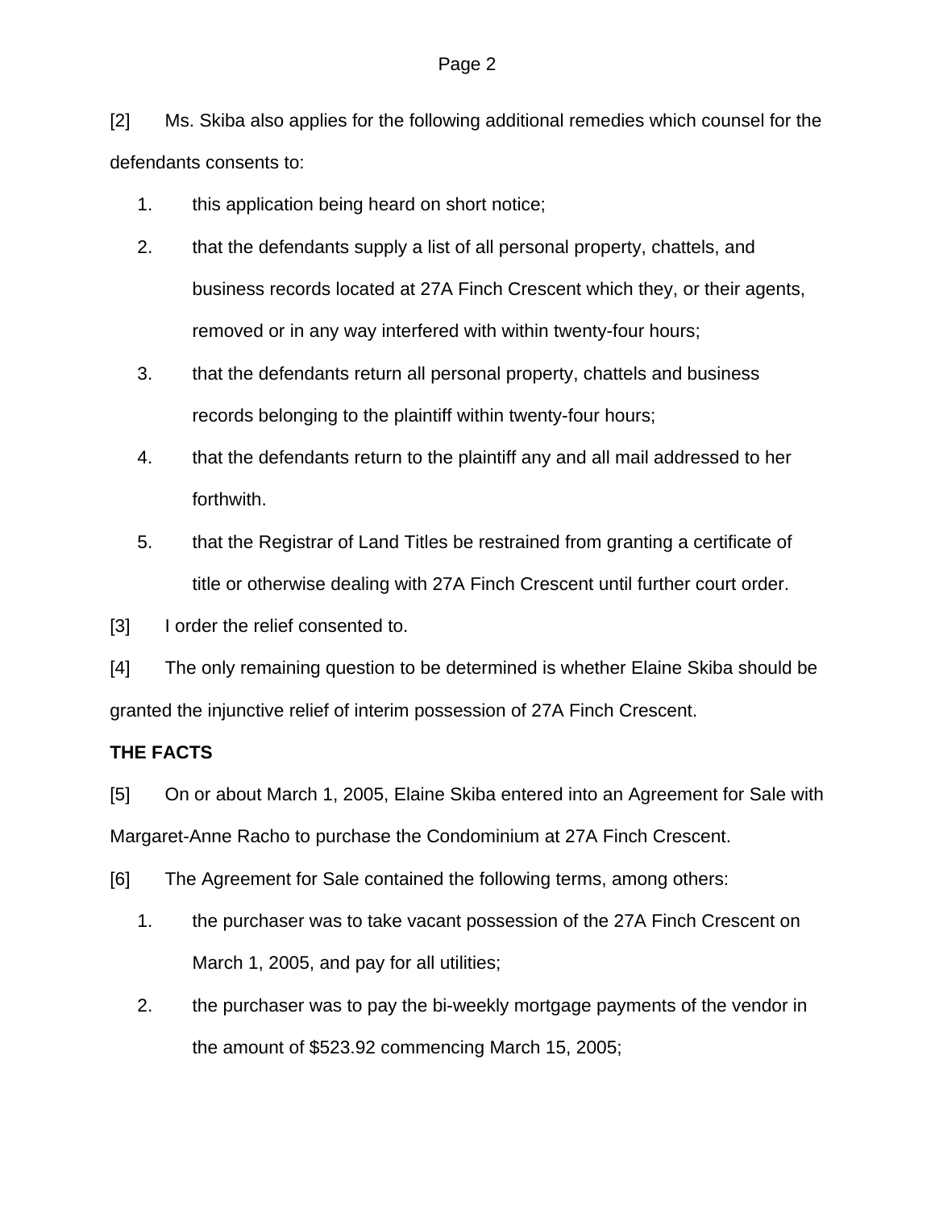[2] Ms. Skiba also applies for the following additional remedies which counsel for the defendants consents to:

1. this application being heard on short notice;
2. that the defendants supply a list of all personal property, chattels, and business records located at 27A Finch Crescent which they, or their agents, removed or in any way interfered with within twenty-four hours;
3. that the defendants return all personal property, chattels and business records belonging to the plaintiff within twenty-four hours;
4. that the defendants return to the plaintiff any and all mail addressed to her forthwith.
5. that the Registrar of Land Titles be restrained from granting a certificate of title or otherwise dealing with 27A Finch Crescent until further court order.

[3] I order the relief consented to.

[4] The only remaining question to be determined is whether Elaine Skiba should be granted the injunctive relief of interim possession of 27A Finch Crescent.

**THE FACTS**

[5] On or about March 1, 2005, Elaine Skiba entered into an Agreement for Sale with Margaret-Anne Racho to purchase the Condominium at 27A Finch Crescent.

[6] The Agreement for Sale contained the following terms, among others:

1. the purchaser was to take vacant possession of the 27A Finch Crescent on March 1, 2005, and pay for all utilities;
2. the purchaser was to pay the bi-weekly mortgage payments of the vendor in the amount of $523.92 commencing March 15, 2005;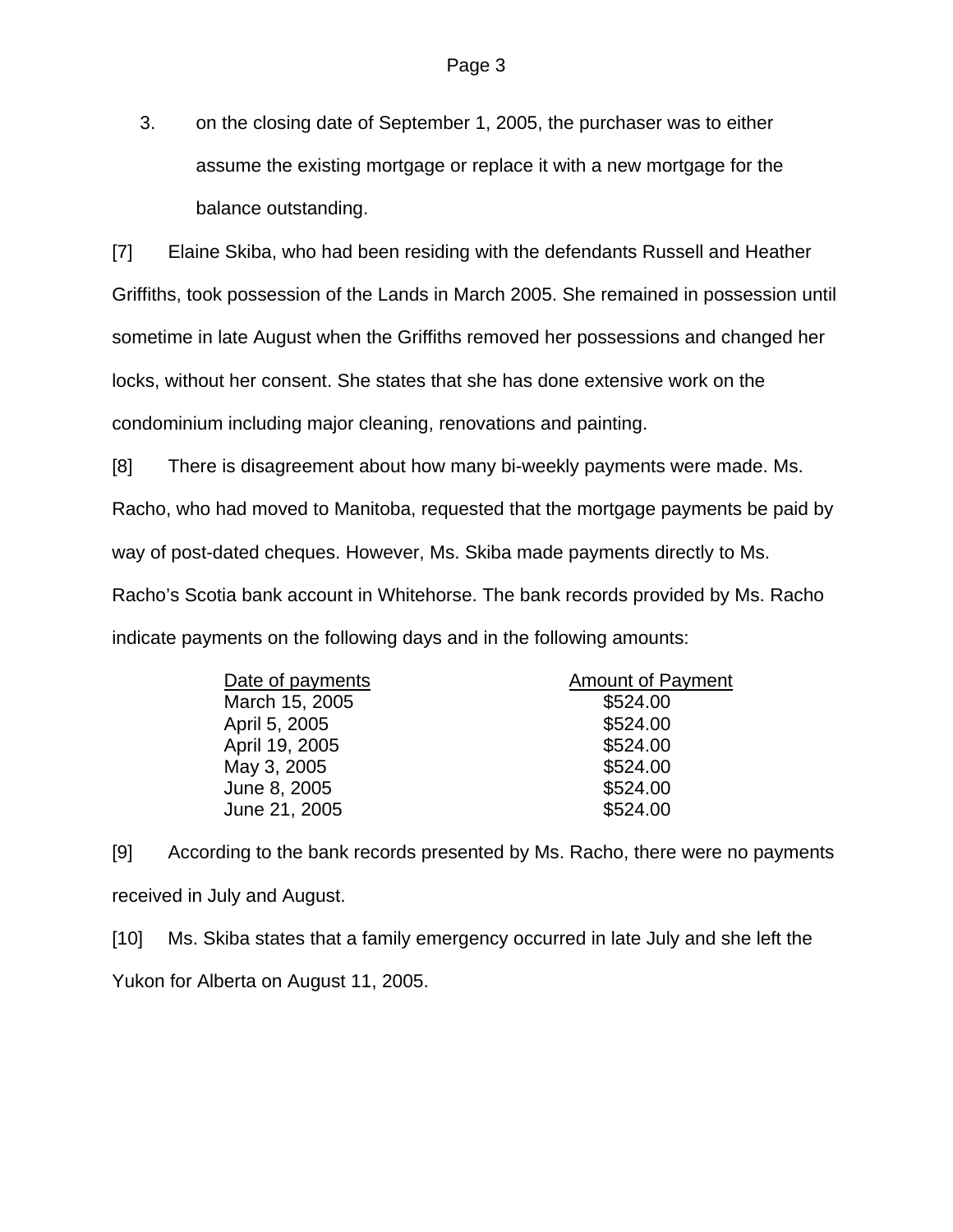3. on the closing date of September 1, 2005, the purchaser was to either assume the existing mortgage or replace it with a new mortgage for the balance outstanding.

[7] Elaine Skiba, who had been residing with the defendants Russell and Heather Griffiths, took possession of the Lands in March 2005. She remained in possession until sometime in late August when the Griffiths removed her possessions and changed her locks, without her consent. She states that she has done extensive work on the condominium including major cleaning, renovations and painting.

[8] There is disagreement about how many bi-weekly payments were made. Ms. Racho, who had moved to Manitoba, requested that the mortgage payments be paid by way of post-dated cheques. However, Ms. Skiba made payments directly to Ms. Racho's Scotia bank account in Whitehorse. The bank records provided by Ms. Racho indicate payments on the following days and in the following amounts:

| Date of payments | Amount of Payment |
| --- | --- |
| March 15, 2005 | $524.00 |
| April 5, 2005 | $524.00 |
| April 19, 2005 | $524.00 |
| May 3, 2005 | $524.00 |
| June 8, 2005 | $524.00 |
| June 21, 2005 | $524.00 |

[9] According to the bank records presented by Ms. Racho, there were no payments received in July and August.

[10] Ms. Skiba states that a family emergency occurred in late July and she left the Yukon for Alberta on August 11, 2005.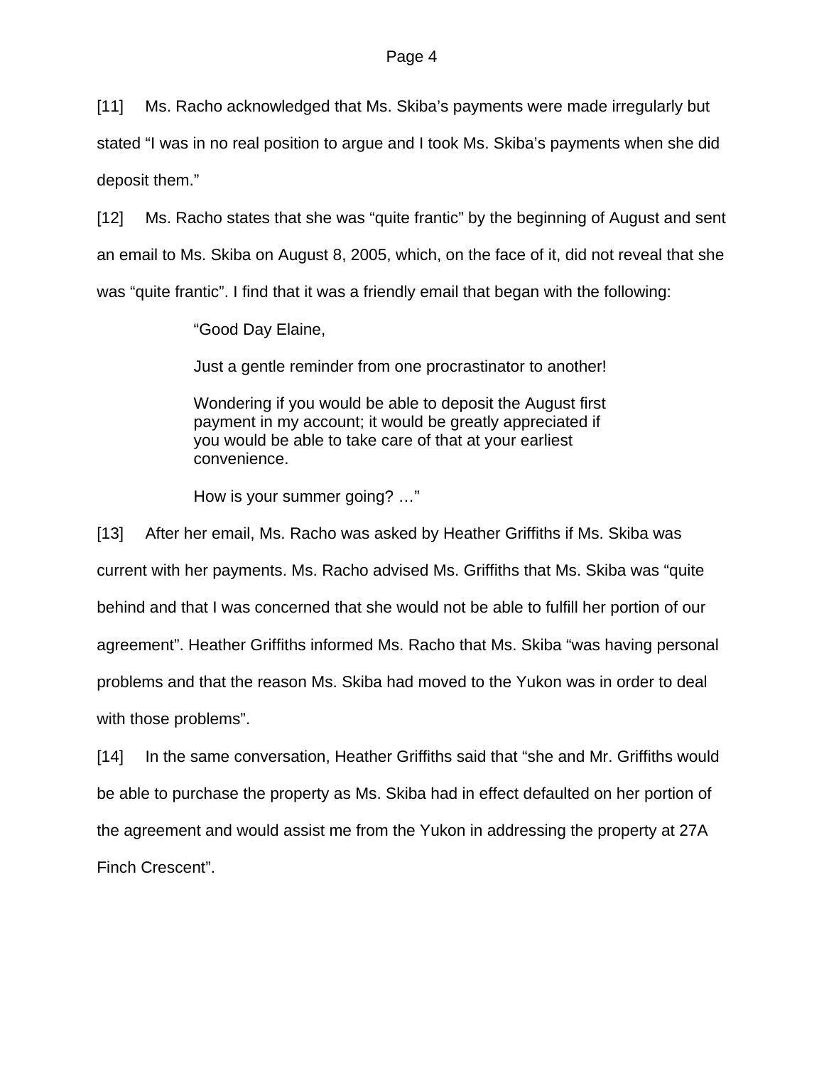[11] Ms. Racho acknowledged that Ms. Skiba's payments were made irregularly but stated "I was in no real position to argue and I took Ms. Skiba's payments when she did deposit them."

[12] Ms. Racho states that she was "quite frantic" by the beginning of August and sent an email to Ms. Skiba on August 8, 2005, which, on the face of it, did not reveal that she was "quite frantic". I find that it was a friendly email that began with the following:

> "Good Day Elaine,
>
> Just a gentle reminder from one procrastinator to another!
>
> Wondering if you would be able to deposit the August first payment in my account; it would be greatly appreciated if you would be able to take care of that at your earliest convenience.
>
> How is your summer going? …"

[13] After her email, Ms. Racho was asked by Heather Griffiths if Ms. Skiba was current with her payments. Ms. Racho advised Ms. Griffiths that Ms. Skiba was "quite behind and that I was concerned that she would not be able to fulfill her portion of our agreement". Heather Griffiths informed Ms. Racho that Ms. Skiba "was having personal problems and that the reason Ms. Skiba had moved to the Yukon was in order to deal with those problems".

[14] In the same conversation, Heather Griffiths said that "she and Mr. Griffiths would be able to purchase the property as Ms. Skiba had in effect defaulted on her portion of the agreement and would assist me from the Yukon in addressing the property at 27A Finch Crescent".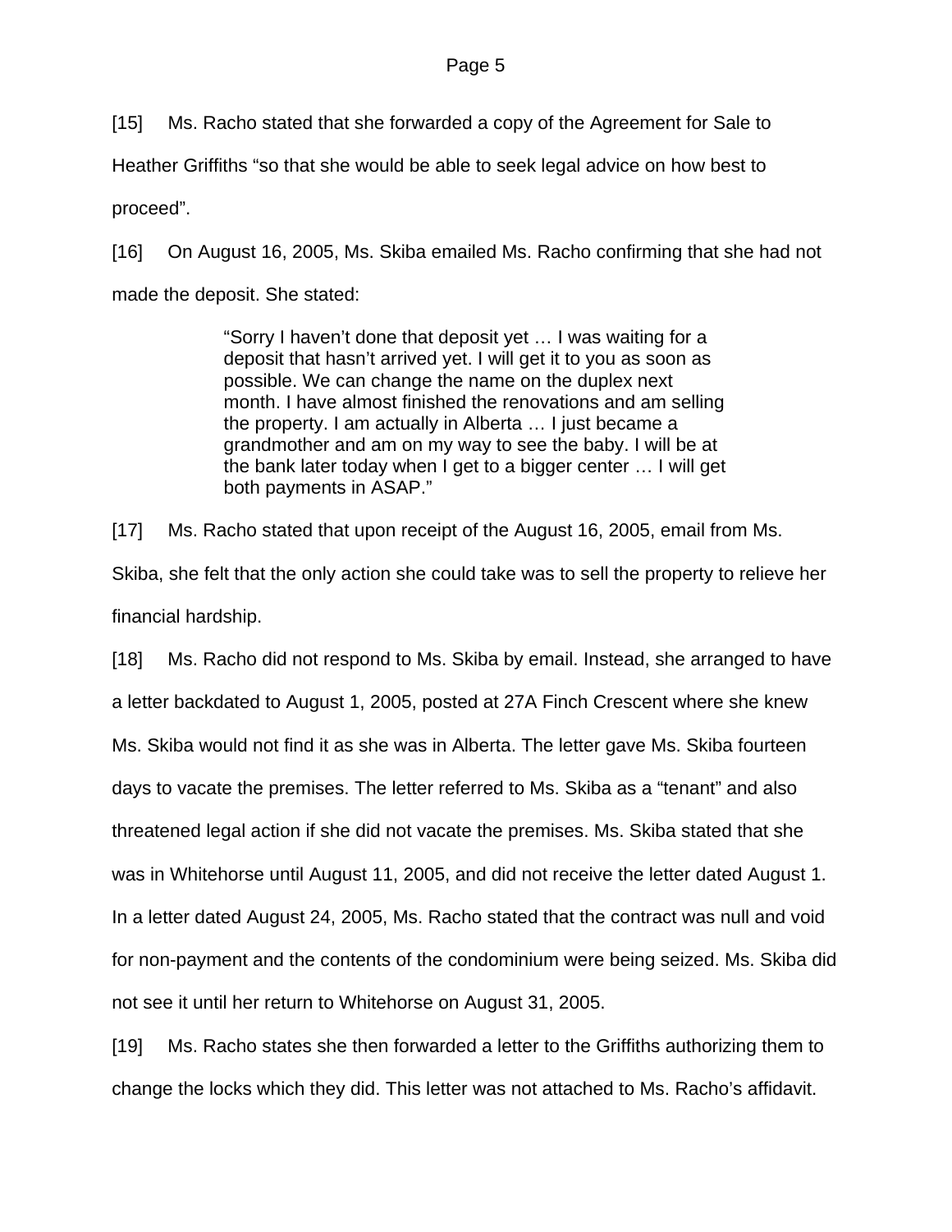[15] Ms. Racho stated that she forwarded a copy of the Agreement for Sale to Heather Griffiths "so that she would be able to seek legal advice on how best to proceed".

[16] On August 16, 2005, Ms. Skiba emailed Ms. Racho confirming that she had not made the deposit. She stated:

> "Sorry I haven't done that deposit yet … I was waiting for a deposit that hasn't arrived yet. I will get it to you as soon as possible. We can change the name on the duplex next month. I have almost finished the renovations and am selling the property. I am actually in Alberta … I just became a grandmother and am on my way to see the baby. I will be at the bank later today when I get to a bigger center … I will get both payments in ASAP."

[17] Ms. Racho stated that upon receipt of the August 16, 2005, email from Ms. Skiba, she felt that the only action she could take was to sell the property to relieve her financial hardship.

[18] Ms. Racho did not respond to Ms. Skiba by email. Instead, she arranged to have a letter backdated to August 1, 2005, posted at 27A Finch Crescent where she knew Ms. Skiba would not find it as she was in Alberta. The letter gave Ms. Skiba fourteen days to vacate the premises. The letter referred to Ms. Skiba as a "tenant" and also threatened legal action if she did not vacate the premises. Ms. Skiba stated that she was in Whitehorse until August 11, 2005, and did not receive the letter dated August 1. In a letter dated August 24, 2005, Ms. Racho stated that the contract was null and void for non-payment and the contents of the condominium were being seized. Ms. Skiba did not see it until her return to Whitehorse on August 31, 2005.

[19] Ms. Racho states she then forwarded a letter to the Griffiths authorizing them to change the locks which they did. This letter was not attached to Ms. Racho's affidavit.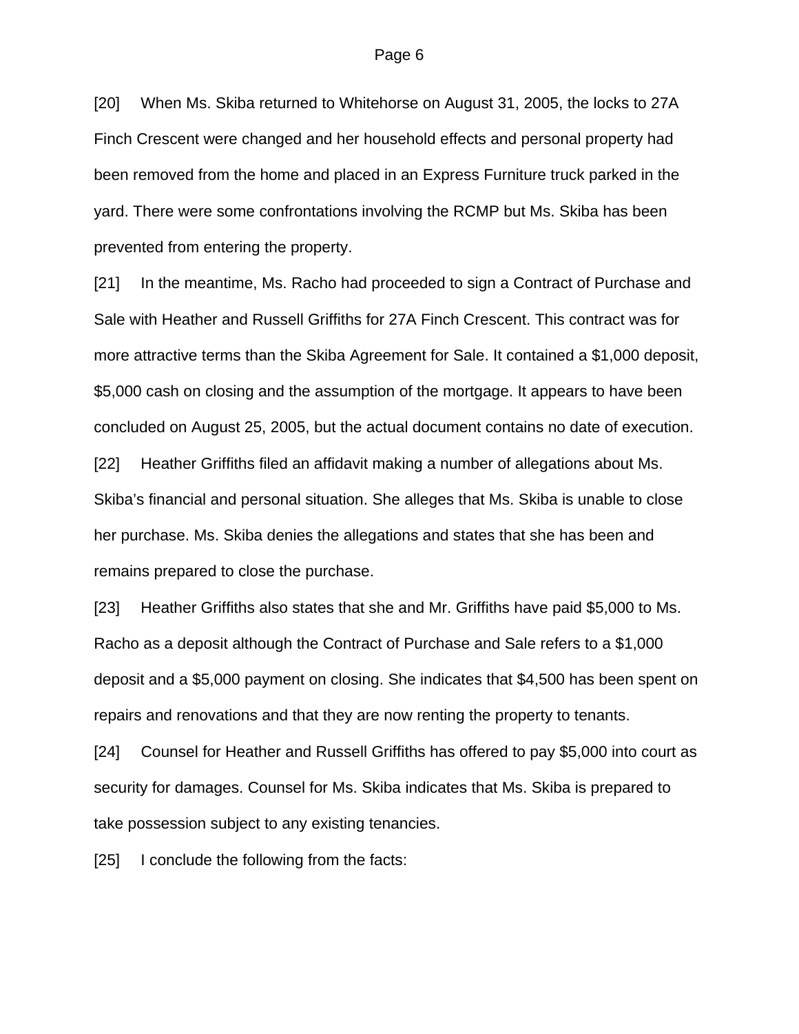[20] When Ms. Skiba returned to Whitehorse on August 31, 2005, the locks to 27A Finch Crescent were changed and her household effects and personal property had been removed from the home and placed in an Express Furniture truck parked in the yard. There were some confrontations involving the RCMP but Ms. Skiba has been prevented from entering the property.

[21] In the meantime, Ms. Racho had proceeded to sign a Contract of Purchase and Sale with Heather and Russell Griffiths for 27A Finch Crescent. This contract was for more attractive terms than the Skiba Agreement for Sale. It contained a $1,000 deposit, $5,000 cash on closing and the assumption of the mortgage. It appears to have been concluded on August 25, 2005, but the actual document contains no date of execution.

[22] Heather Griffiths filed an affidavit making a number of allegations about Ms. Skiba's financial and personal situation. She alleges that Ms. Skiba is unable to close her purchase. Ms. Skiba denies the allegations and states that she has been and remains prepared to close the purchase.

[23] Heather Griffiths also states that she and Mr. Griffiths have paid $5,000 to Ms. Racho as a deposit although the Contract of Purchase and Sale refers to a $1,000 deposit and a $5,000 payment on closing. She indicates that $4,500 has been spent on repairs and renovations and that they are now renting the property to tenants.

[24] Counsel for Heather and Russell Griffiths has offered to pay $5,000 into court as security for damages. Counsel for Ms. Skiba indicates that Ms. Skiba is prepared to take possession subject to any existing tenancies.

[25] I conclude the following from the facts: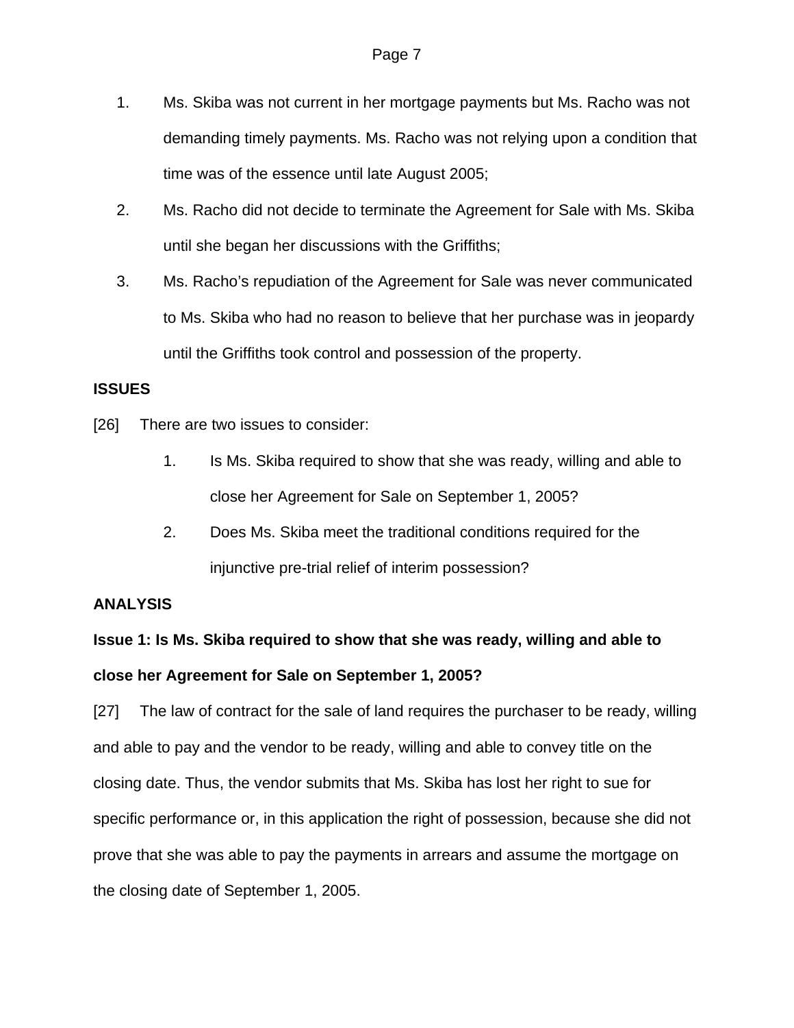1. Ms. Skiba was not current in her mortgage payments but Ms. Racho was not demanding timely payments. Ms. Racho was not relying upon a condition that time was of the essence until late August 2005;
2. Ms. Racho did not decide to terminate the Agreement for Sale with Ms. Skiba until she began her discussions with the Griffiths;
3. Ms. Racho's repudiation of the Agreement for Sale was never communicated to Ms. Skiba who had no reason to believe that her purchase was in jeopardy until the Griffiths took control and possession of the property.

**ISSUES**

[26] There are two issues to consider:

1. Is Ms. Skiba required to show that she was ready, willing and able to close her Agreement for Sale on September 1, 2005?
2. Does Ms. Skiba meet the traditional conditions required for the injunctive pre-trial relief of interim possession?

**ANALYSIS**

**Issue 1: Is Ms. Skiba required to show that she was ready, willing and able to close her Agreement for Sale on September 1, 2005?**

[27] The law of contract for the sale of land requires the purchaser to be ready, willing and able to pay and the vendor to be ready, willing and able to convey title on the closing date. Thus, the vendor submits that Ms. Skiba has lost her right to sue for specific performance or, in this application the right of possession, because she did not prove that she was able to pay the payments in arrears and assume the mortgage on the closing date of September 1, 2005.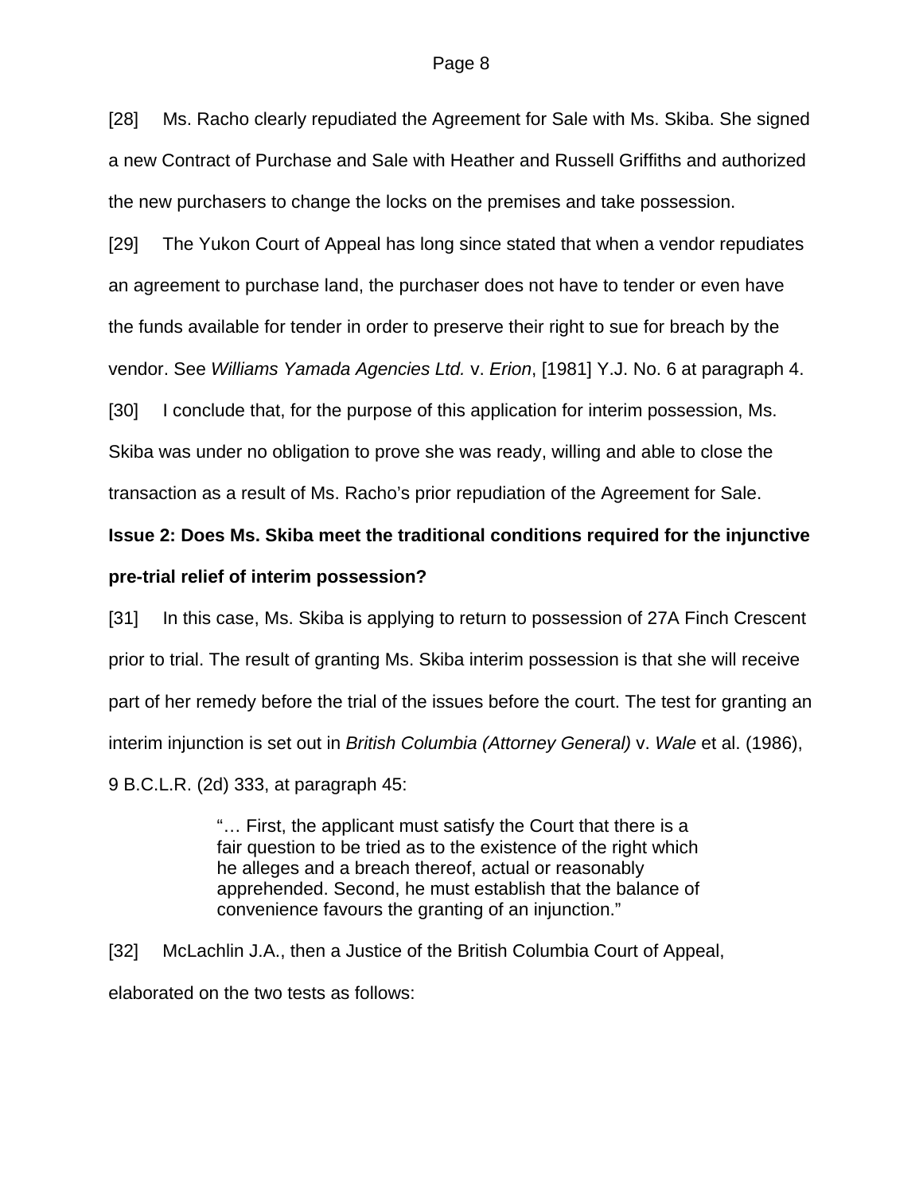[28] Ms. Racho clearly repudiated the Agreement for Sale with Ms. Skiba. She signed a new Contract of Purchase and Sale with Heather and Russell Griffiths and authorized the new purchasers to change the locks on the premises and take possession.

[29] The Yukon Court of Appeal has long since stated that when a vendor repudiates an agreement to purchase land, the purchaser does not have to tender or even have the funds available for tender in order to preserve their right to sue for breach by the vendor. See *Williams Yamada Agencies Ltd.* v. *Erion*, [1981] Y.J. No. 6 at paragraph 4.

[30] I conclude that, for the purpose of this application for interim possession, Ms. Skiba was under no obligation to prove she was ready, willing and able to close the transaction as a result of Ms. Racho's prior repudiation of the Agreement for Sale.

**Issue 2: Does Ms. Skiba meet the traditional conditions required for the injunctive pre-trial relief of interim possession?**

[31] In this case, Ms. Skiba is applying to return to possession of 27A Finch Crescent prior to trial. The result of granting Ms. Skiba interim possession is that she will receive part of her remedy before the trial of the issues before the court. The test for granting an interim injunction is set out in *British Columbia (Attorney General)* v. *Wale* et al. (1986), 9 B.C.L.R. (2d) 333, at paragraph 45:

> "… First, the applicant must satisfy the Court that there is a fair question to be tried as to the existence of the right which he alleges and a breach thereof, actual or reasonably apprehended. Second, he must establish that the balance of convenience favours the granting of an injunction."

[32] McLachlin J.A., then a Justice of the British Columbia Court of Appeal, elaborated on the two tests as follows: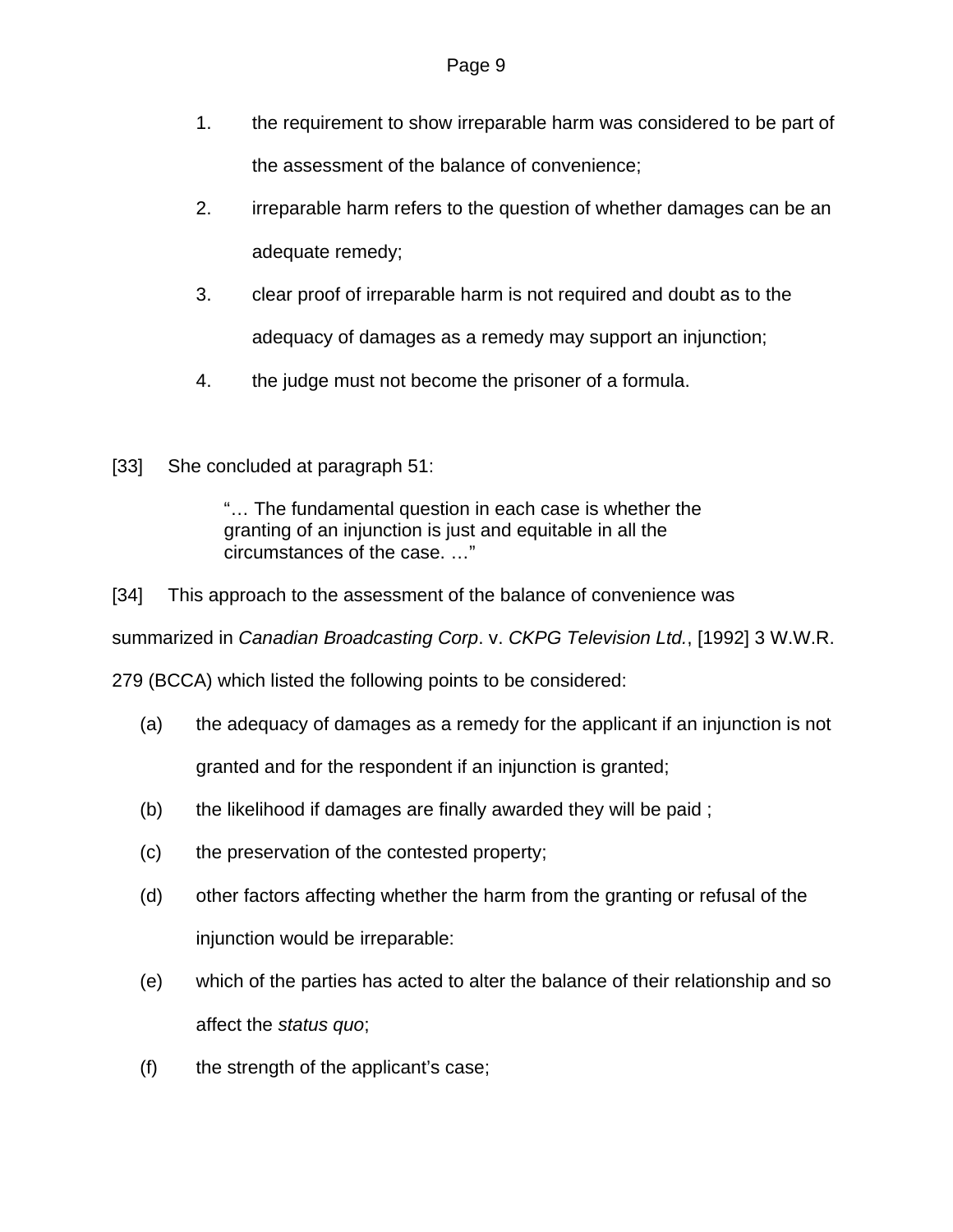1. the requirement to show irreparable harm was considered to be part of the assessment of the balance of convenience;
2. irreparable harm refers to the question of whether damages can be an adequate remedy;
3. clear proof of irreparable harm is not required and doubt as to the adequacy of damages as a remedy may support an injunction;
4. the judge must not become the prisoner of a formula.

[33] She concluded at paragraph 51:

> "… The fundamental question in each case is whether the granting of an injunction is just and equitable in all the circumstances of the case. …"

[34] This approach to the assessment of the balance of convenience was summarized in *Canadian Broadcasting Corp*. v. *CKPG Television Ltd.*, [1992] 3 W.W.R. 279 (BCCA) which listed the following points to be considered:

(a) the adequacy of damages as a remedy for the applicant if an injunction is not granted and for the respondent if an injunction is granted;

(b) the likelihood if damages are finally awarded they will be paid ;

(c) the preservation of the contested property;

(d) other factors affecting whether the harm from the granting or refusal of the injunction would be irreparable:

(e) which of the parties has acted to alter the balance of their relationship and so affect the *status quo*;

(f) the strength of the applicant's case;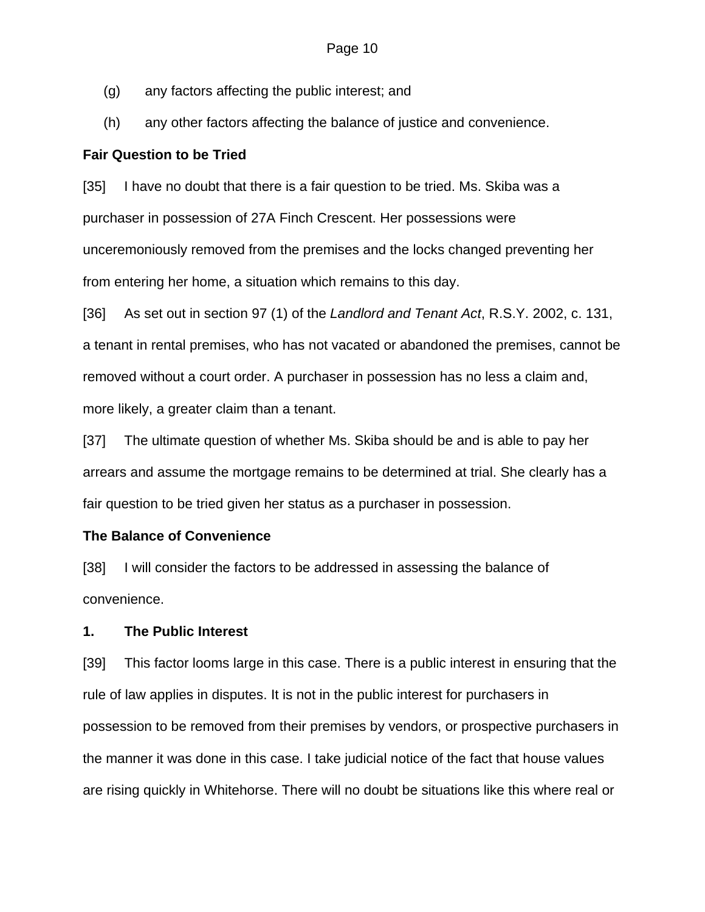(g) any factors affecting the public interest; and

(h) any other factors affecting the balance of justice and convenience.

**Fair Question to be Tried**

[35] I have no doubt that there is a fair question to be tried. Ms. Skiba was a purchaser in possession of 27A Finch Crescent. Her possessions were unceremoniously removed from the premises and the locks changed preventing her from entering her home, a situation which remains to this day.

[36] As set out in section 97 (1) of the *Landlord and Tenant Act*, R.S.Y. 2002, c. 131, a tenant in rental premises, who has not vacated or abandoned the premises, cannot be removed without a court order. A purchaser in possession has no less a claim and, more likely, a greater claim than a tenant.

[37] The ultimate question of whether Ms. Skiba should be and is able to pay her arrears and assume the mortgage remains to be determined at trial. She clearly has a fair question to be tried given her status as a purchaser in possession.

**The Balance of Convenience**

[38] I will consider the factors to be addressed in assessing the balance of convenience.

**1. The Public Interest**

[39] This factor looms large in this case. There is a public interest in ensuring that the rule of law applies in disputes. It is not in the public interest for purchasers in possession to be removed from their premises by vendors, or prospective purchasers in the manner it was done in this case. I take judicial notice of the fact that house values are rising quickly in Whitehorse. There will no doubt be situations like this where real or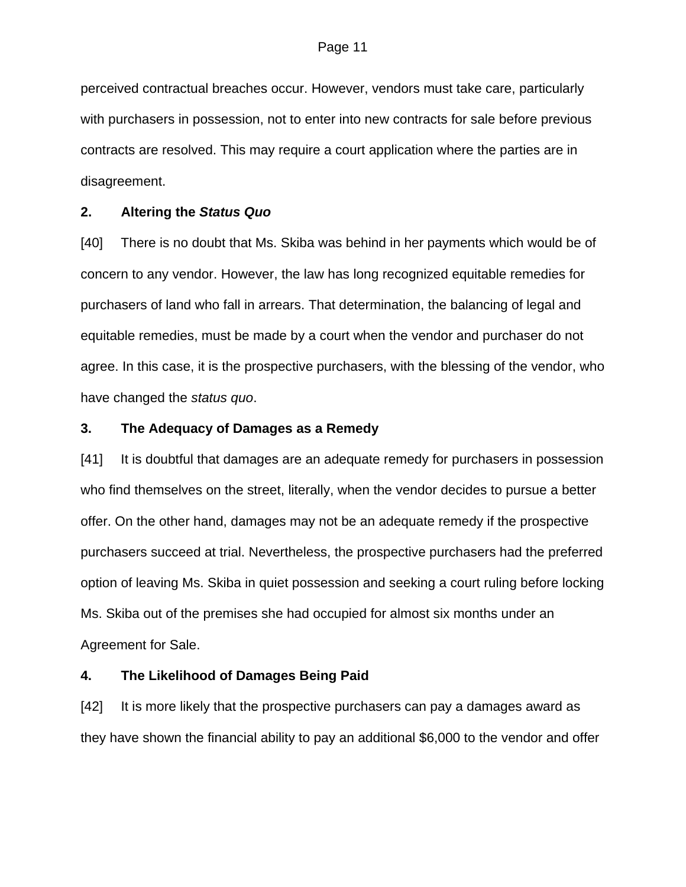perceived contractual breaches occur. However, vendors must take care, particularly with purchasers in possession, not to enter into new contracts for sale before previous contracts are resolved. This may require a court application where the parties are in disagreement.

### 2. Altering the *Status Quo*

[40] There is no doubt that Ms. Skiba was behind in her payments which would be of concern to any vendor. However, the law has long recognized equitable remedies for purchasers of land who fall in arrears. That determination, the balancing of legal and equitable remedies, must be made by a court when the vendor and purchaser do not agree. In this case, it is the prospective purchasers, with the blessing of the vendor, who have changed the *status quo*.

### 3. The Adequacy of Damages as a Remedy

[41] It is doubtful that damages are an adequate remedy for purchasers in possession who find themselves on the street, literally, when the vendor decides to pursue a better offer. On the other hand, damages may not be an adequate remedy if the prospective purchasers succeed at trial. Nevertheless, the prospective purchasers had the preferred option of leaving Ms. Skiba in quiet possession and seeking a court ruling before locking Ms. Skiba out of the premises she had occupied for almost six months under an Agreement for Sale.

### 4. The Likelihood of Damages Being Paid

[42] It is more likely that the prospective purchasers can pay a damages award as they have shown the financial ability to pay an additional $6,000 to the vendor and offer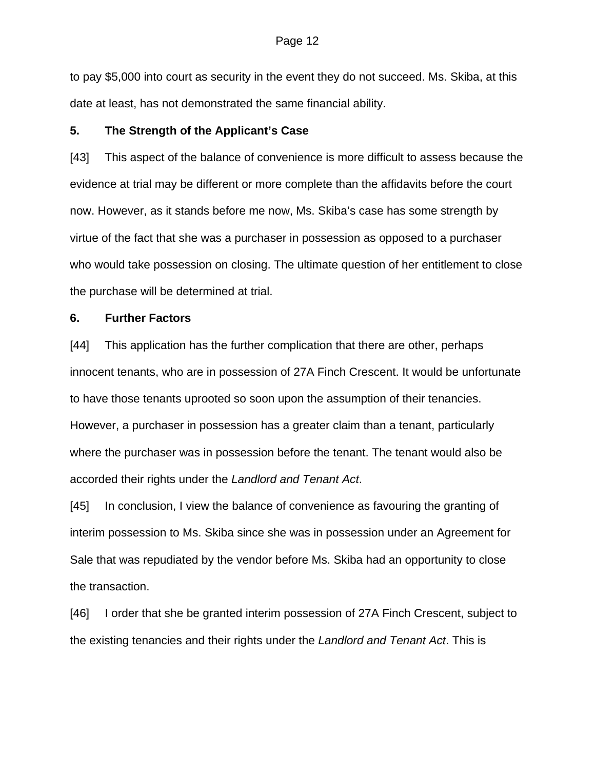to pay $5,000 into court as security in the event they do not succeed. Ms. Skiba, at this date at least, has not demonstrated the same financial ability.

**5. The Strength of the Applicant's Case**

[43] This aspect of the balance of convenience is more difficult to assess because the evidence at trial may be different or more complete than the affidavits before the court now. However, as it stands before me now, Ms. Skiba's case has some strength by virtue of the fact that she was a purchaser in possession as opposed to a purchaser who would take possession on closing. The ultimate question of her entitlement to close the purchase will be determined at trial.

**6. Further Factors**

[44] This application has the further complication that there are other, perhaps innocent tenants, who are in possession of 27A Finch Crescent. It would be unfortunate to have those tenants uprooted so soon upon the assumption of their tenancies. However, a purchaser in possession has a greater claim than a tenant, particularly where the purchaser was in possession before the tenant. The tenant would also be accorded their rights under the *Landlord and Tenant Act*.

[45] In conclusion, I view the balance of convenience as favouring the granting of interim possession to Ms. Skiba since she was in possession under an Agreement for Sale that was repudiated by the vendor before Ms. Skiba had an opportunity to close the transaction.

[46] I order that she be granted interim possession of 27A Finch Crescent, subject to the existing tenancies and their rights under the *Landlord and Tenant Act*. This is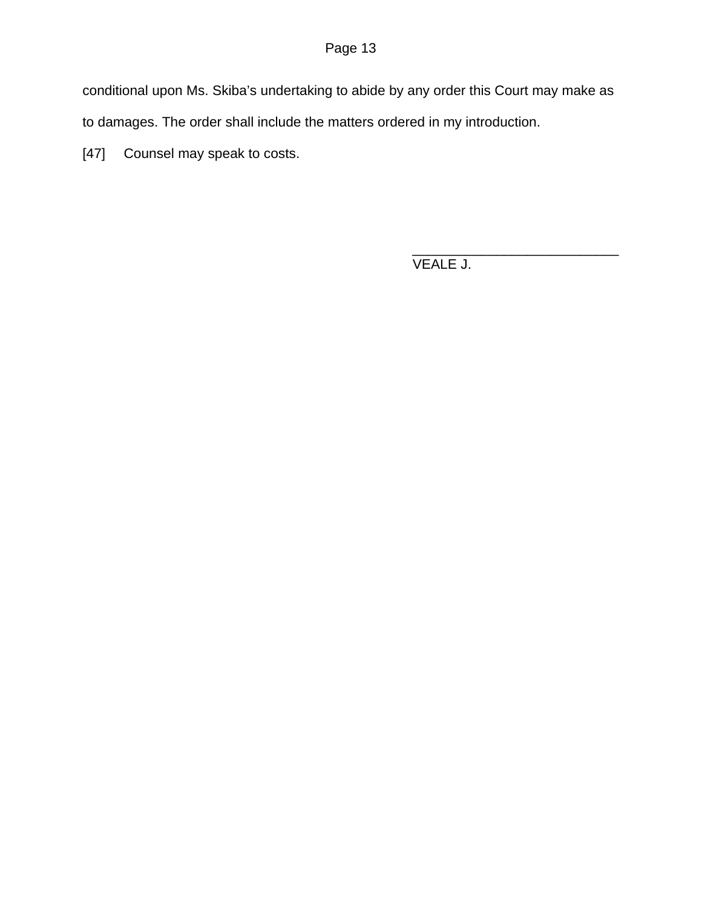conditional upon Ms. Skiba's undertaking to abide by any order this Court may make as to damages. The order shall include the matters ordered in my introduction.

[47] Counsel may speak to costs.

___________________________
VEALE J.